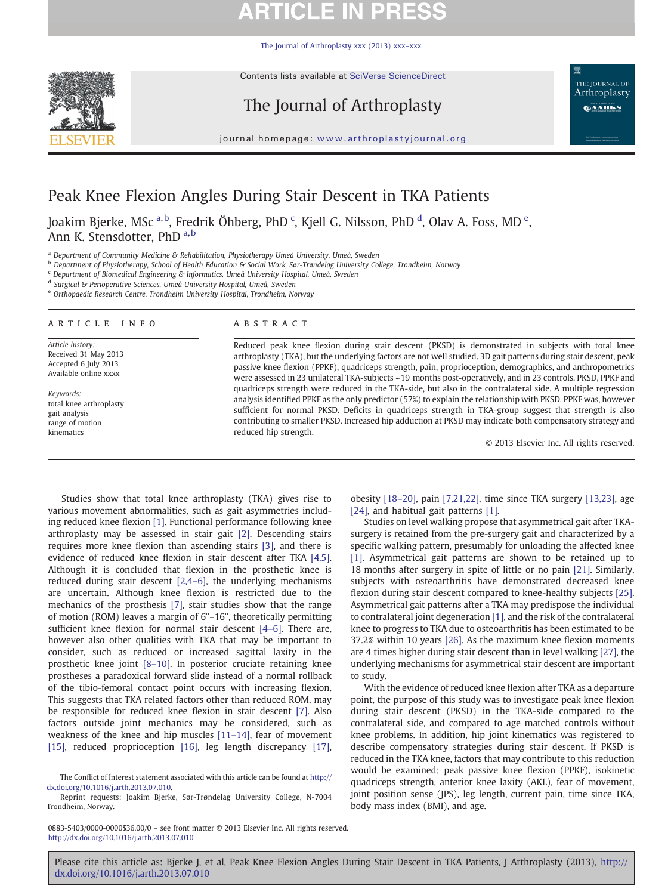# Peak Knee Flexion Angles During Stair Descent in TKA Patients

Joakim Bjerke, MSc [a,b], Fredrik Öhberg, PhD [c], Kjell G. Nilsson, PhD [d], Olav A. Foss, MD [e], Ann K. Stensdotter, PhD [a,b]

[a] Department of Community Medicine & Rehabilitation, Physiotherapy Umeå University, Umeå, Sweden
[b] Department of Physiotherapy, School of Health Education & Social Work, Sør-Trøndelag University College, Trondheim, Norway
[c] Department of Biomedical Engineering & Informatics, Umeå University Hospital, Umeå, Sweden
[d] Surgical & Perioperative Sciences, Umeå University Hospital, Umeå, Sweden
[e] Orthopaedic Research Centre, Trondheim University Hospital, Trondheim, Norway

## ARTICLE INFO

*Article history:*
Received 31 May 2013
Accepted 6 July 2013
Available online xxxx

*Keywords:*
total knee arthroplasty
gait analysis
range of motion
kinematics

## ABSTRACT

Reduced peak knee flexion during stair descent (PKSD) is demonstrated in subjects with total knee arthroplasty (TKA), but the underlying factors are not well studied. 3D gait patterns during stair descent, peak passive knee flexion (PPKF), quadriceps strength, pain, proprioception, demographics, and anthropometrics were assessed in 23 unilateral TKA-subjects ~19 months post-operatively, and in 23 controls. PKSD, PPKF and quadriceps strength were reduced in the TKA-side, but also in the contralateral side. A multiple regression analysis identified PPKF as the only predictor (57%) to explain the relationship with PKSD. PPKF was, however sufficient for normal PKSD. Deficits in quadriceps strength in TKA-group suggest that strength is also contributing to smaller PKSD. Increased hip adduction at PKSD may indicate both compensatory strategy and reduced hip strength.

© 2013 Elsevier Inc. All rights reserved.

Studies show that total knee arthroplasty (TKA) gives rise to various movement abnormalities, such as gait asymmetries including reduced knee flexion [1]. Functional performance following knee arthroplasty may be assessed in stair gait [2]. Descending stairs requires more knee flexion than ascending stairs [3], and there is evidence of reduced knee flexion in stair descent after TKA [4,5]. Although it is concluded that flexion in the prosthetic knee is reduced during stair descent [2,4–6], the underlying mechanisms are uncertain. Although knee flexion is restricted due to the mechanics of the prosthesis [7], stair studies show that the range of motion (ROM) leaves a margin of 6°–16°, theoretically permitting sufficient knee flexion for normal stair descent [4–6]. There are, however also other qualities with TKA that may be important to consider, such as reduced or increased sagittal laxity in the prosthetic knee joint [8–10]. In posterior cruciate retaining knee prostheses a paradoxical forward slide instead of a normal rollback of the tibio-femoral contact point occurs with increasing flexion. This suggests that TKA related factors other than reduced ROM, may be responsible for reduced knee flexion in stair descent [7]. Also factors outside joint mechanics may be considered, such as weakness of the knee and hip muscles [11–14], fear of movement [15], reduced proprioception [16], leg length discrepancy [17], obesity [18–20], pain [7,21,22], time since TKA surgery [13,23], age [24], and habitual gait patterns [1].

Studies on level walking propose that asymmetrical gait after TKA-surgery is retained from the pre-surgery gait and characterized by a specific walking pattern, presumably for unloading the affected knee [1]. Asymmetrical gait patterns are shown to be retained up to 18 months after surgery in spite of little or no pain [21]. Similarly, subjects with osteoarthritis have demonstrated decreased knee flexion during stair descent compared to knee-healthy subjects [25]. Asymmetrical gait patterns after a TKA may predispose the individual to contralateral joint degeneration [1], and the risk of the contralateral knee to progress to TKA due to osteoarthritis has been estimated to be 37.2% within 10 years [26]. As the maximum knee flexion moments are 4 times higher during stair descent than in level walking [27], the underlying mechanisms for asymmetrical stair descent are important to study.

With the evidence of reduced knee flexion after TKA as a departure point, the purpose of this study was to investigate peak knee flexion during stair descent (PKSD) in the TKA-side compared to the contralateral side, and compared to age matched controls without knee problems. In addition, hip joint kinematics was registered to describe compensatory strategies during stair descent. If PKSD is reduced in the TKA knee, factors that may contribute to this reduction would be examined; peak passive knee flexion (PPKF), isokinetic quadriceps strength, anterior knee laxity (AKL), fear of movement, joint position sense (JPS), leg length, current pain, time since TKA, body mass index (BMI), and age.

The Conflict of Interest statement associated with this article can be found at http://dx.doi.org/10.1016/j.arth.2013.07.010.

Reprint requests: Joakim Bjerke, Sør-Trøndelag University College, N-7004 Trondheim, Norway.

0883-5403/0000-0000$36.00/0 – see front matter © 2013 Elsevier Inc. All rights reserved.
http://dx.doi.org/10.1016/j.arth.2013.07.010

Please cite this article as: Bjerke J, et al, Peak Knee Flexion Angles During Stair Descent in TKA Patients, J Arthroplasty (2013), http://dx.doi.org/10.1016/j.arth.2013.07.010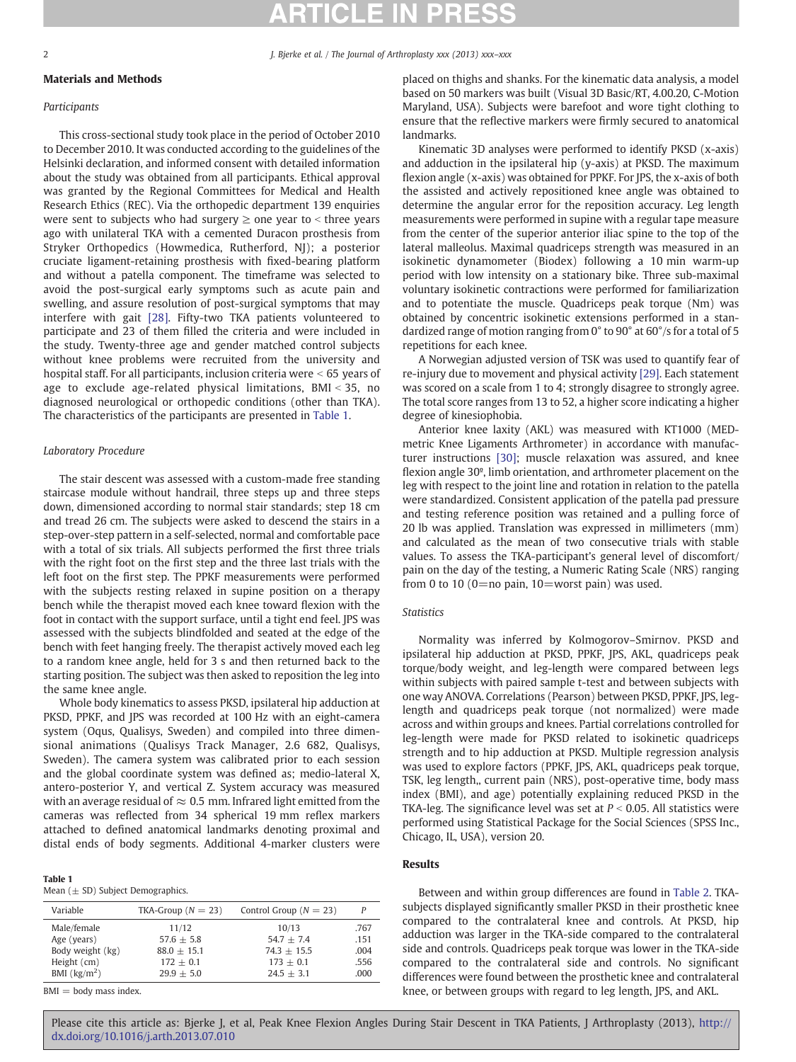## Materials and Methods

### Participants

This cross-sectional study took place in the period of October 2010 to December 2010. It was conducted according to the guidelines of the Helsinki declaration, and informed consent with detailed information about the study was obtained from all participants. Ethical approval was granted by the Regional Committees for Medical and Health Research Ethics (REC). Via the orthopedic department 139 enquiries were sent to subjects who had surgery ≥ one year to < three years ago with unilateral TKA with a cemented Duracon prosthesis from Stryker Orthopedics (Howmedica, Rutherford, NJ); a posterior cruciate ligament-retaining prosthesis with fixed-bearing platform and without a patella component. The timeframe was selected to avoid the post-surgical early symptoms such as acute pain and swelling, and assure resolution of post-surgical symptoms that may interfere with gait [28]. Fifty-two TKA patients volunteered to participate and 23 of them filled the criteria and were included in the study. Twenty-three age and gender matched control subjects without knee problems were recruited from the university and hospital staff. For all participants, inclusion criteria were < 65 years of age to exclude age-related physical limitations, BMI < 35, no diagnosed neurological or orthopedic conditions (other than TKA). The characteristics of the participants are presented in Table 1.

### Laboratory Procedure

The stair descent was assessed with a custom-made free standing staircase module without handrail, three steps up and three steps down, dimensioned according to normal stair standards; step 18 cm and tread 26 cm. The subjects were asked to descend the stairs in a step-over-step pattern in a self-selected, normal and comfortable pace with a total of six trials. All subjects performed the first three trials with the right foot on the first step and the three last trials with the left foot on the first step. The PPKF measurements were performed with the subjects resting relaxed in supine position on a therapy bench while the therapist moved each knee toward flexion with the foot in contact with the support surface, until a tight end feel. JPS was assessed with the subjects blindfolded and seated at the edge of the bench with feet hanging freely. The therapist actively moved each leg to a random knee angle, held for 3 s and then returned back to the starting position. The subject was then asked to reposition the leg into the same knee angle.

Whole body kinematics to assess PKSD, ipsilateral hip adduction at PKSD, PPKF, and JPS was recorded at 100 Hz with an eight-camera system (Oqus, Qualisys, Sweden) and compiled into three dimensional animations (Qualisys Track Manager, 2.6 682, Qualisys, Sweden). The camera system was calibrated prior to each session and the global coordinate system was defined as; medio-lateral X, antero-posterior Y, and vertical Z. System accuracy was measured with an average residual of ≈ 0.5 mm. Infrared light emitted from the cameras was reflected from 34 spherical 19 mm reflex markers attached to defined anatomical landmarks denoting proximal and distal ends of body segments. Additional 4-marker clusters were placed on thighs and shanks. For the kinematic data analysis, a model based on 50 markers was built (Visual 3D Basic/RT, 4.00.20, C-Motion Maryland, USA). Subjects were barefoot and wore tight clothing to ensure that the reflective markers were firmly secured to anatomical landmarks.

Kinematic 3D analyses were performed to identify PKSD (x-axis) and adduction in the ipsilateral hip (y-axis) at PKSD. The maximum flexion angle (x-axis) was obtained for PPKF. For JPS, the x-axis of both the assisted and actively repositioned knee angle was obtained to determine the angular error for the reposition accuracy. Leg length measurements were performed in supine with a regular tape measure from the center of the superior anterior iliac spine to the top of the lateral malleolus. Maximal quadriceps strength was measured in an isokinetic dynamometer (Biodex) following a 10 min warm-up period with low intensity on a stationary bike. Three sub-maximal voluntary isokinetic contractions were performed for familiarization and to potentiate the muscle. Quadriceps peak torque (Nm) was obtained by concentric isokinetic extensions performed in a standardized range of motion ranging from 0° to 90° at 60°/s for a total of 5 repetitions for each knee.

A Norwegian adjusted version of TSK was used to quantify fear of re-injury due to movement and physical activity [29]. Each statement was scored on a scale from 1 to 4; strongly disagree to strongly agree. The total score ranges from 13 to 52, a higher score indicating a higher degree of kinesiophobia.

Anterior knee laxity (AKL) was measured with KT1000 (MEDmetric Knee Ligaments Arthrometer) in accordance with manufacturer instructions [30]; muscle relaxation was assured, and knee flexion angle 30º, limb orientation, and arthrometer placement on the leg with respect to the joint line and rotation in relation to the patella were standardized. Consistent application of the patella pad pressure and testing reference position was retained and a pulling force of 20 lb was applied. Translation was expressed in millimeters (mm) and calculated as the mean of two consecutive trials with stable values. To assess the TKA-participant's general level of discomfort/pain on the day of the testing, a Numeric Rating Scale (NRS) ranging from 0 to 10 (0=no pain, 10=worst pain) was used.

### Statistics

Normality was inferred by Kolmogorov–Smirnov. PKSD and ipsilateral hip adduction at PKSD, PPKF, JPS, AKL, quadriceps peak torque/body weight, and leg-length were compared between legs within subjects with paired sample t-test and between subjects with one way ANOVA. Correlations (Pearson) between PKSD, PPKF, JPS, leg-length and quadriceps peak torque (not normalized) were made across and within groups and knees. Partial correlations controlled for leg-length were made for PKSD related to isokinetic quadriceps strength and to hip adduction at PKSD. Multiple regression analysis was used to explore factors (PPKF, JPS, AKL, quadriceps peak torque, TSK, leg length,, current pain (NRS), post-operative time, body mass index (BMI), and age) potentially explaining reduced PKSD in the TKA-leg. The significance level was set at $P < 0.05$. All statistics were performed using Statistical Package for the Social Sciences (SPSS Inc., Chicago, IL, USA), version 20.

**Table 1**
Mean (± SD) Subject Demographics.

| Variable | TKA-Group ($N = 23$) | Control Group ($N = 23$) | $P$ |
|---|---|---|---|
| Male/female | 11/12 | 10/13 | .767 |
| Age (years) | 57.6 ± 5.8 | 54.7 ± 7.4 | .151 |
| Body weight (kg) | 88.0 ± 15.1 | 74.3 ± 15.5 | .004 |
| Height (cm) | 172 ± 0.1 | 173 ± 0.1 | .556 |
| BMI (kg/m$^2$) | 29.9 ± 5.0 | 24.5 ± 3.1 | .000 |

BMI = body mass index.

## Results

Between and within group differences are found in Table 2. TKA-subjects displayed significantly smaller PKSD in their prosthetic knee compared to the contralateral knee and controls. At PKSD, hip adduction was larger in the TKA-side compared to the contralateral side and controls. Quadriceps peak torque was lower in the TKA-side compared to the contralateral side and controls. No significant differences were found between the prosthetic knee and contralateral knee, or between groups with regard to leg length, JPS, and AKL.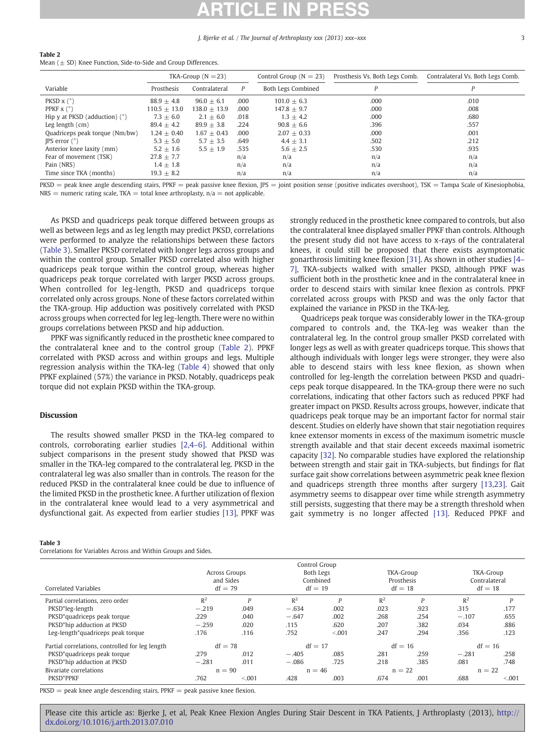**Table 2**
Mean (± SD) Knee Function, Side-to-Side and Group Differences.

| Variable | TKA-Group (N = 23) | | | Control Group (N = 23) | Prosthesis Vs. Both Legs Comb. | Contralateral Vs. Both Legs Comb. |
|---|---|---|---|---|---|---|
| | Prosthesis | Contralateral | *P* | Both Legs Combined | *P* | *P* |
| PKSD x (°) | 88.9 ± 4.8 | 96.0 ± 6.1 | .000 | 101.0 ± 6.3 | .000 | .010 |
| PPKF x (°) | 110.5 ± 13.0 | 138.0 ± 13.9 | .000 | 147.8 ± 9.7 | .000 | .008 |
| Hip y at PKSD (adduction) (°) | 7.3 ± 6.0 | 2.1 ± 6.0 | .018 | 1.3 ± 4.2 | .000 | .680 |
| Leg length (cm) | 89.4 ± 4.2 | 89.9 ± 3.8 | .224 | 90.8 ± 6.6 | .396 | .557 |
| Quadriceps peak torque (Nm/bw) | 1.24 ± 0.40 | 1.67 ± 0.43 | .000 | 2.07 ± 0.33 | .000 | .001 |
| JPS error (°) | 5.3 ± 5.0 | 5.7 ± 3.5 | .649 | 4.4 ± 3.1 | .502 | .212 |
| Anterior knee laxity (mm) | 5.2 ± 1.6 | 5.5 ± 1.9 | .535 | 5.6 ± 2.5 | .530 | .935 |
| Fear of movement (TSK) | 27.8 ± 7.7 | | n/a | n/a | n/a | n/a |
| Pain (NRS) | 1.4 ± 1.8 | | n/a | n/a | n/a | n/a |
| Time since TKA (months) | 19.3 ± 8.2 | | n/a | n/a | n/a | n/a |

PKSD = peak knee angle descending stairs, PPKF = peak passive knee flexion, JPS = joint position sense (positive indicates overshoot), TSK = Tampa Scale of Kinesiophobia, NRS = numeric rating scale, TKA = total knee arthroplasty, n/a = not applicable.

As PKSD and quadriceps peak torque differed between groups as well as between legs and as leg length may predict PKSD, correlations were performed to analyze the relationships between these factors (Table 3). Smaller PKSD correlated with longer legs across groups and within the control group. Smaller PKSD correlated also with higher quadriceps peak torque within the control group, whereas higher quadriceps peak torque correlated with larger PKSD across groups. When controlled for leg-length, PKSD and quadriceps torque correlated only across groups. None of these factors correlated within the TKA-group. Hip adduction was positively correlated with PKSD across groups when corrected for leg-length. There were no within groups correlations between PKSD and hip adduction.

PPKF was significantly reduced in the prosthetic knee compared to the contralateral knee and to the control group (Table 2). PPKF correlated with PKSD across and within groups and legs. Multiple regression analysis within the TKA-leg (Table 4) showed that only PPKF explained (57%) the variance in PKSD. Notably, quadriceps peak torque did not explain PKSD within the TKA-group.

## Discussion

The results showed smaller PKSD in the TKA-leg compared to controls, corroborating earlier studies [2,4–6]. Additional within subject comparisons in the present study showed that PKSD was smaller in the TKA-leg compared to the contralateral leg. PKSD in the contralateral leg was also smaller than in controls. The reason for the reduced PKSD in the contralateral knee could be due to influence of the limited PKSD in the prosthetic knee. A further utilization of flexion in the contralateral knee would lead to a very asymmetrical and dysfunctional gait. As expected from earlier studies [13], PPKF was strongly reduced in the prosthetic knee compared to controls, but also the contralateral knee displayed smaller PPKF than controls. Although the present study did not have access to x-rays of the contralateral knees, it could still be proposed that there exists asymptomatic gonarthrosis limiting knee flexion [31]. As shown in other studies [4–7], TKA-subjects walked with smaller PKSD, although PPKF was sufficient both in the prosthetic knee and in the contralateral knee in order to descend stairs with similar knee flexion as controls. PPKF correlated across groups with PKSD and was the only factor that explained the variance in PKSD in the TKA-leg.

Quadriceps peak torque was considerably lower in the TKA-group compared to controls and, the TKA-leg was weaker than the contralateral leg. In the control group smaller PKSD correlated with longer legs as well as with greater quadriceps torque. This shows that although individuals with longer legs were stronger, they were also able to descend stairs with less knee flexion, as shown when controlled for leg-length the correlation between PKSD and quadriceps peak torque disappeared. In the TKA-group there were no such correlations, indicating that other factors such as reduced PPKF had greater impact on PKSD. Results across groups, however, indicate that quadriceps peak torque may be an important factor for normal stair descent. Studies on elderly have shown that stair negotiation requires knee extensor moments in excess of the maximum isometric muscle strength available and that stair decent exceeds maximal isometric capacity [32]. No comparable studies have explored the relationship between strength and stair gait in TKA-subjects, but findings for flat surface gait show correlations between asymmetric peak knee flexion and quadriceps strength three months after surgery [13,23]. Gait asymmetry seems to disappear over time while strength asymmetry still persists, suggesting that there may be a strength threshold when gait symmetry is no longer affected [13]. Reduced PPKF and

**Table 3**
Correlations for Variables Across and Within Groups and Sides.

| Correlated Variables | Across Groups and Sides df = 79 | | Control Group Both Legs Combined df = 19 | | TKA-Group Prosthesis df = 18 | | TKA-Group Contralateral df = 18 | |
|---|---|---|---|---|---|---|---|---|
| Partial correlations, zero order | $R^2$ | *P* | $R^2$ | *P* | $R^2$ | *P* | $R^2$ | *P* |
| PKSD*leg-length | −.219 | .049 | −.634 | .002 | .023 | .923 | .315 | .177 |
| PKSD*quadriceps peak torque | .229 | .040 | −.647 | .002 | .268 | .254 | −.107 | .655 |
| PKSD*hip adduction at PKSD | −.259 | .020 | .115 | .620 | .207 | .382 | .034 | .886 |
| Leg-length*quadriceps peak torque | .176 | .116 | .752 | <.001 | .247 | .294 | .356 | .123 |
| Partial correlations, controlled for leg length | df = 78 | | df = 17 | | df = 16 | | df = 16 | |
| PKSD*quadriceps peak torque | .279 | .012 | −.405 | .085 | .281 | .259 | −.281 | .258 |
| PKSD*hip adduction at PKSD | −.281 | .011 | −.086 | .725 | .218 | .385 | .081 | .748 |
| Bivariate correlations | n = 90 | | n = 46 | | n = 22 | | n = 22 | |
| PKSD*PPKF | .762 | <.001 | .428 | .003 | .674 | .001 | .688 | <.001 |

PKSD = peak knee angle descending stairs, PPKF = peak passive knee flexion.

Please cite this article as: Bjerke J, et al, Peak Knee Flexion Angles During Stair Descent in TKA Patients, J Arthroplasty (2013), http://dx.doi.org/10.1016/j.arth.2013.07.010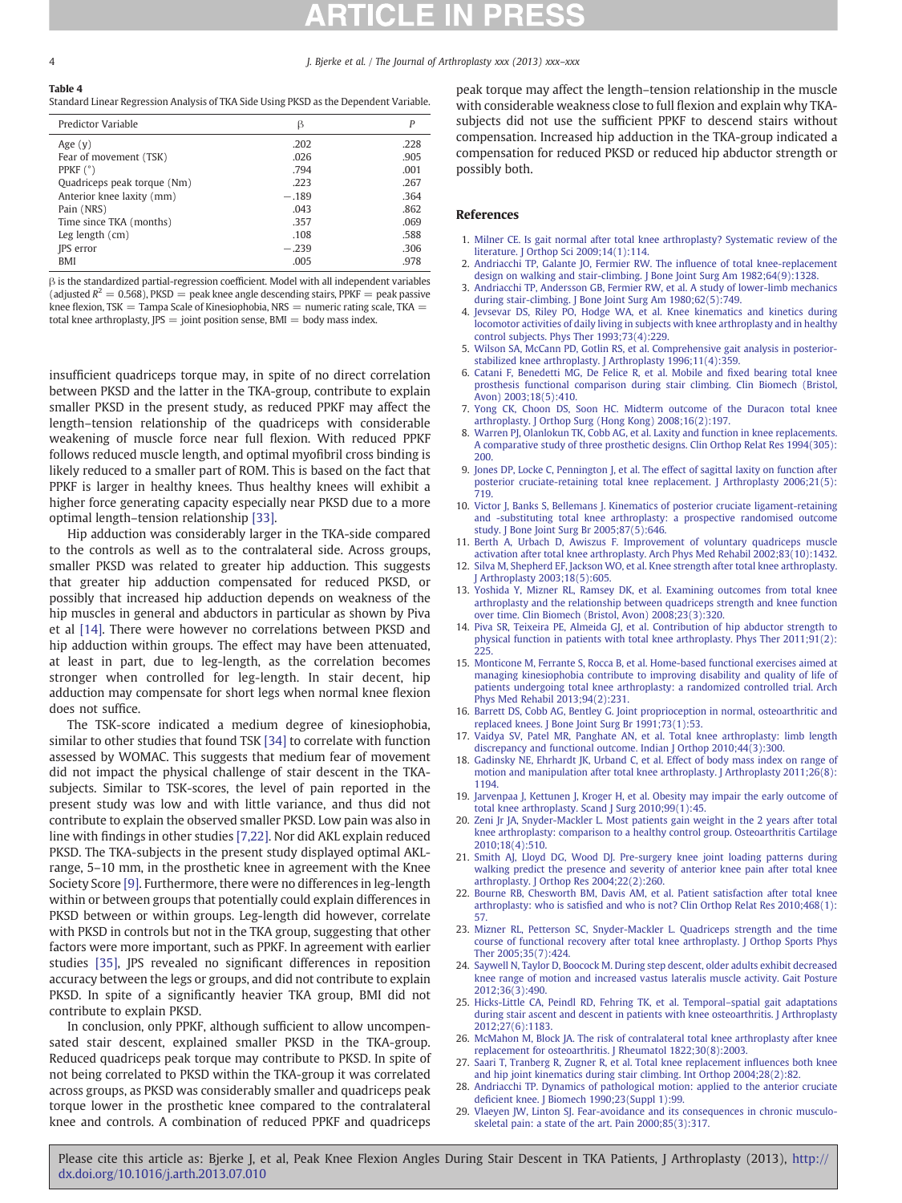**Table 4**
Standard Linear Regression Analysis of TKA Side Using PKSD as the Dependent Variable.

| Predictor Variable | β | P |
|---|---|---|
| Age (y) | .202 | .228 |
| Fear of movement (TSK) | .026 | .905 |
| PPKF (°) | .794 | .001 |
| Quadriceps peak torque (Nm) | .223 | .267 |
| Anterior knee laxity (mm) | −.189 | .364 |
| Pain (NRS) | .043 | .862 |
| Time since TKA (months) | .357 | .069 |
| Leg length (cm) | .108 | .588 |
| JPS error | −.239 | .306 |
| BMI | .005 | .978 |

β is the standardized partial-regression coefficient. Model with all independent variables (adjusted $R^2 = 0.568$), PKSD = peak knee angle descending stairs, PPKF = peak passive knee flexion, TSK = Tampa Scale of Kinesiophobia, NRS = numeric rating scale, TKA = total knee arthroplasty, JPS = joint position sense, BMI = body mass index.

insufficient quadriceps torque may, in spite of no direct correlation between PKSD and the latter in the TKA-group, contribute to explain smaller PKSD in the present study, as reduced PPKF may affect the length–tension relationship of the quadriceps with considerable weakening of muscle force near full flexion. With reduced PPKF follows reduced muscle length, and optimal myofibril cross binding is likely reduced to a smaller part of ROM. This is based on the fact that PPKF is larger in healthy knees. Thus healthy knees will exhibit a higher force generating capacity especially near PKSD due to a more optimal length–tension relationship [33].

Hip adduction was considerably larger in the TKA-side compared to the controls as well as to the contralateral side. Across groups, smaller PKSD was related to greater hip adduction. This suggests that greater hip adduction compensated for reduced PKSD, or possibly that increased hip adduction depends on weakness of the hip muscles in general and abductors in particular as shown by Piva et al [14]. There were however no correlations between PKSD and hip adduction within groups. The effect may have been attenuated, at least in part, due to leg-length, as the correlation becomes stronger when controlled for leg-length. In stair decent, hip adduction may compensate for short legs when normal knee flexion does not suffice.

The TSK-score indicated a medium degree of kinesiophobia, similar to other studies that found TSK [34] to correlate with function assessed by WOMAC. This suggests that medium fear of movement did not impact the physical challenge of stair descent in the TKA-subjects. Similar to TSK-scores, the level of pain reported in the present study was low and with little variance, and thus did not contribute to explain the observed smaller PKSD. Low pain was also in line with findings in other studies [7,22]. Nor did AKL explain reduced PKSD. The TKA-subjects in the present study displayed optimal AKL-range, 5–10 mm, in the prosthetic knee in agreement with the Knee Society Score [9]. Furthermore, there were no differences in leg-length within or between groups that potentially could explain differences in PKSD between or within groups. Leg-length did however, correlate with PKSD in controls but not in the TKA group, suggesting that other factors were more important, such as PPKF. In agreement with earlier studies [35], JPS revealed no significant differences in reposition accuracy between the legs or groups, and did not contribute to explain PKSD. In spite of a significantly heavier TKA group, BMI did not contribute to explain PKSD.

In conclusion, only PPKF, although sufficient to allow uncompensated stair descent, explained smaller PKSD in the TKA-group. Reduced quadriceps peak torque may contribute to PKSD. In spite of not being correlated to PKSD within the TKA-group it was correlated across groups, as PKSD was considerably smaller and quadriceps peak torque lower in the prosthetic knee compared to the contralateral knee and controls. A combination of reduced PPKF and quadriceps peak torque may affect the length–tension relationship in the muscle with considerable weakness close to full flexion and explain why TKA-subjects did not use the sufficient PPKF to descend stairs without compensation. Increased hip adduction in the TKA-group indicated a compensation for reduced PKSD or reduced hip abductor strength or possibly both.

## References

1. Milner CE. Is gait normal after total knee arthroplasty? Systematic review of the literature. J Orthop Sci 2009;14(1):114.
2. Andriacchi TP, Galante JO, Fermier RW. The influence of total knee-replacement design on walking and stair-climbing. J Bone Joint Surg Am 1982;64(9):1328.
3. Andriacchi TP, Andersson GB, Fermier RW, et al. A study of lower-limb mechanics during stair-climbing. J Bone Joint Surg Am 1980;62(5):749.
4. Jevsevar DS, Riley PO, Hodge WA, et al. Knee kinematics and kinetics during locomotor activities of daily living in subjects with knee arthroplasty and in healthy control subjects. Phys Ther 1993;73(4):229.
5. Wilson SA, McCann PD, Gotlin RS, et al. Comprehensive gait analysis in posterior-stabilized knee arthroplasty. J Arthroplasty 1996;11(4):359.
6. Catani F, Benedetti MG, De Felice R, et al. Mobile and fixed bearing total knee prosthesis functional comparison during stair climbing. Clin Biomech (Bristol, Avon) 2003;18(5):410.
7. Yong CK, Choon DS, Soon HC. Midterm outcome of the Duracon total knee arthroplasty. J Orthop Surg (Hong Kong) 2008;16(2):197.
8. Warren PJ, Olanlokun TK, Cobb AG, et al. Laxity and function in knee replacements. A comparative study of three prosthetic designs. Clin Orthop Relat Res 1994(305): 200.
9. Jones DP, Locke C, Pennington J, et al. The effect of sagittal laxity on function after posterior cruciate-retaining total knee replacement. J Arthroplasty 2006;21(5): 719.
10. Victor J, Banks S, Bellemans J. Kinematics of posterior cruciate ligament-retaining and -substituting total knee arthroplasty: a prospective randomised outcome study. J Bone Joint Surg Br 2005;87(5):646.
11. Berth A, Urbach D, Awiszus F. Improvement of voluntary quadriceps muscle activation after total knee arthroplasty. Arch Phys Med Rehabil 2002;83(10):1432.
12. Silva M, Shepherd EF, Jackson WO, et al. Knee strength after total knee arthroplasty. J Arthroplasty 2003;18(5):605.
13. Yoshida Y, Mizner RL, Ramsey DK, et al. Examining outcomes from total knee arthroplasty and the relationship between quadriceps strength and knee function over time. Clin Biomech (Bristol, Avon) 2008;23(3):320.
14. Piva SR, Teixeira PE, Almeida GJ, et al. Contribution of hip abductor strength to physical function in patients with total knee arthroplasty. Phys Ther 2011;91(2): 225.
15. Monticone M, Ferrante S, Rocca B, et al. Home-based functional exercises aimed at managing kinesiophobia contribute to improving disability and quality of life of patients undergoing total knee arthroplasty: a randomized controlled trial. Arch Phys Med Rehabil 2013;94(2):231.
16. Barrett DS, Cobb AG, Bentley G. Joint proprioception in normal, osteoarthritic and replaced knees. J Bone Joint Surg Br 1991;73(1):53.
17. Vaidya SV, Patel MR, Panghate AN, et al. Total knee arthroplasty: limb length discrepancy and functional outcome. Indian J Orthop 2010;44(3):300.
18. Gadinsky NE, Ehrhardt JK, Urband C, et al. Effect of body mass index on range of motion and manipulation after total knee arthroplasty. J Arthroplasty 2011;26(8): 1194.
19. Jarvenpaa J, Kettunen J, Kroger H, et al. Obesity may impair the early outcome of total knee arthroplasty. Scand J Surg 2010;99(1):45.
20. Zeni Jr JA, Snyder-Mackler L. Most patients gain weight in the 2 years after total knee arthroplasty: comparison to a healthy control group. Osteoarthritis Cartilage 2010;18(4):510.
21. Smith AJ, Lloyd DG, Wood DJ. Pre-surgery knee joint loading patterns during walking predict the presence and severity of anterior knee pain after total knee arthroplasty. J Orthop Res 2004;22(2):260.
22. Bourne RB, Chesworth BM, Davis AM, et al. Patient satisfaction after total knee arthroplasty: who is satisfied and who is not? Clin Orthop Relat Res 2010;468(1): 57.
23. Mizner RL, Petterson SC, Snyder-Mackler L. Quadriceps strength and the time course of functional recovery after total knee arthroplasty. J Orthop Sports Phys Ther 2005;35(7):424.
24. Saywell N, Taylor D, Boocock M. During step descent, older adults exhibit decreased knee range of motion and increased vastus lateralis muscle activity. Gait Posture 2012;36(3):490.
25. Hicks-Little CA, Peindl RD, Fehring TK, et al. Temporal–spatial gait adaptations during stair ascent and descent in patients with knee osteoarthritis. J Arthroplasty 2012;27(6):1183.
26. McMahon M, Block JA. The risk of contralateral total knee arthroplasty after knee replacement for osteoarthritis. J Rheumatol 1822;30(8):2003.
27. Saari T, Tranberg R, Zugner R, et al. Total knee replacement influences both knee and hip joint kinematics during stair climbing. Int Orthop 2004;28(2):82.
28. Andriacchi TP. Dynamics of pathological motion: applied to the anterior cruciate deficient knee. J Biomech 1990;23(Suppl 1):99.
29. Vlaeyen JW, Linton SJ. Fear-avoidance and its consequences in chronic musculo-skeletal pain: a state of the art. Pain 2000;85(3):317.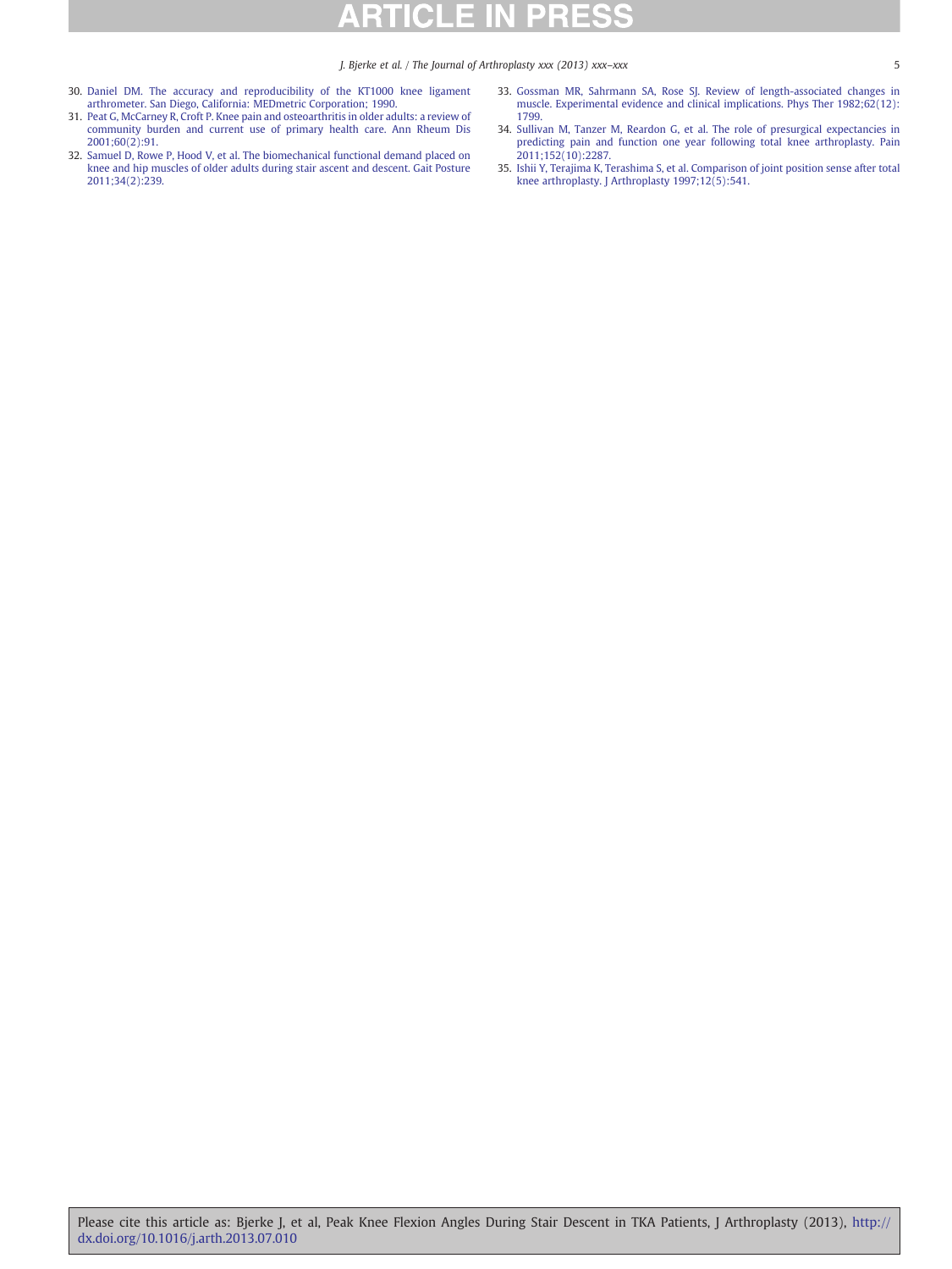30. Daniel DM. The accuracy and reproducibility of the KT1000 knee ligament arthrometer. San Diego, California: MEDmetric Corporation; 1990.
31. Peat G, McCarney R, Croft P. Knee pain and osteoarthritis in older adults: a review of community burden and current use of primary health care. Ann Rheum Dis 2001;60(2):91.
32. Samuel D, Rowe P, Hood V, et al. The biomechanical functional demand placed on knee and hip muscles of older adults during stair ascent and descent. Gait Posture 2011;34(2):239.
33. Gossman MR, Sahrmann SA, Rose SJ. Review of length-associated changes in muscle. Experimental evidence and clinical implications. Phys Ther 1982;62(12):1799.
34. Sullivan M, Tanzer M, Reardon G, et al. The role of presurgical expectancies in predicting pain and function one year following total knee arthroplasty. Pain 2011;152(10):2287.
35. Ishii Y, Terajima K, Terashima S, et al. Comparison of joint position sense after total knee arthroplasty. J Arthroplasty 1997;12(5):541.

Please cite this article as: Bjerke J, et al, Peak Knee Flexion Angles During Stair Descent in TKA Patients, J Arthroplasty (2013), http://dx.doi.org/10.1016/j.arth.2013.07.010